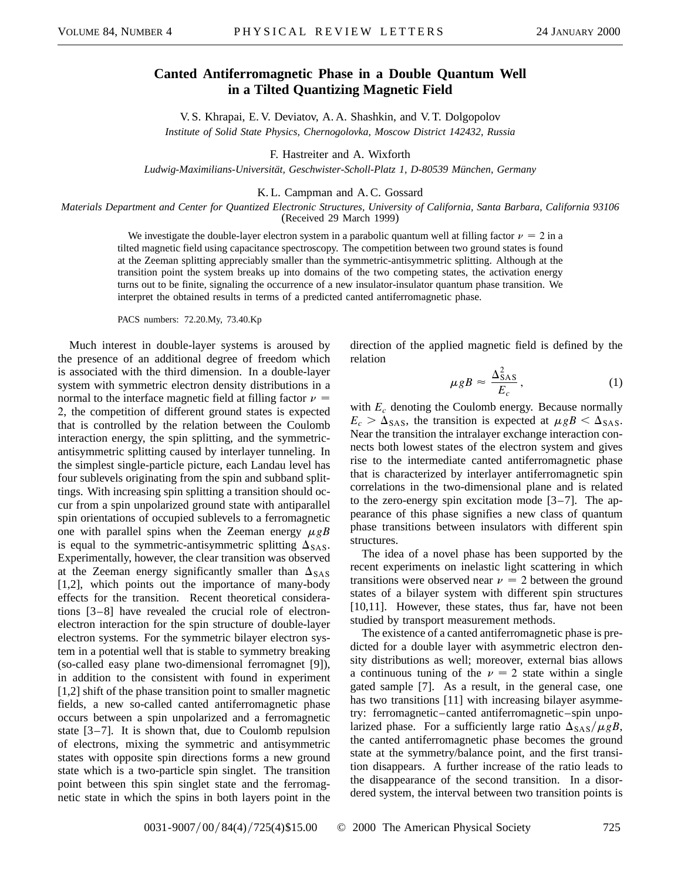# Canted Antiferromagnetic Phase in a Double Quantum Well in a Tilted Quantizing Magnetic Field

V. S. Khrapai, E. V. Deviatov, A. A. Shashkin, and V. T. Dolgopolov

*Institute of Solid State Physics, Chernogolovka, Moscow District 142432, Russia*

F. Hastreiter and A. Wixforth

*Ludwig-Maximilians-Universität, Geschwister-Scholl-Platz 1, D-80539 München, Germany*

K. L. Campman and A. C. Gossard

*Materials Department and Center for Quantized Electronic Structures, University of California, Santa Barbara, California 93106*

(Received 29 March 1999)

We investigate the double-layer electron system in a parabolic quantum well at filling factor $\nu = 2$ in a tilted magnetic field using capacitance spectroscopy. The competition between two ground states is found at the Zeeman splitting appreciably smaller than the symmetric-antisymmetric splitting. Although at the transition point the system breaks up into domains of the two competing states, the activation energy turns out to be finite, signaling the occurrence of a new insulator-insulator quantum phase transition. We interpret the obtained results in terms of a predicted canted antiferromagnetic phase.

PACS numbers: 72.20.My, 73.40.Kp

Much interest in double-layer systems is aroused by the presence of an additional degree of freedom which is associated with the third dimension. In a double-layer system with symmetric electron density distributions in a normal to the interface magnetic field at filling factor $\nu = 2$, the competition of different ground states is expected that is controlled by the relation between the Coulomb interaction energy, the spin splitting, and the symmetric-antisymmetric splitting caused by interlayer tunneling. In the simplest single-particle picture, each Landau level has four sublevels originating from the spin and subband splittings. With increasing spin splitting a transition should occur from a spin unpolarized ground state with antiparallel spin orientations of occupied sublevels to a ferromagnetic one with parallel spins when the Zeeman energy $\mu g B$ is equal to the symmetric-antisymmetric splitting $\Delta_{\mathrm{SAS}}$. Experimentally, however, the clear transition was observed at the Zeeman energy significantly smaller than $\Delta_{\mathrm{SAS}}$ [1,2], which points out the importance of many-body effects for the transition. Recent theoretical considerations [3–8] have revealed the crucial role of electron-electron interaction for the spin structure of double-layer electron systems. For the symmetric bilayer electron system in a potential well that is stable to symmetry breaking (so-called easy plane two-dimensional ferromagnet [9]), in addition to the consistent with found in experiment [1,2] shift of the phase transition point to smaller magnetic fields, a new so-called canted antiferromagnetic phase occurs between a spin unpolarized and a ferromagnetic state [3–7]. It is shown that, due to Coulomb repulsion of electrons, mixing the symmetric and antisymmetric states with opposite spin directions forms a new ground state which is a two-particle spin singlet. The transition point between this spin singlet state and the ferromagnetic state in which the spins in both layers point in the direction of the applied magnetic field is defined by the relation

$$\mu g B \approx \frac{\Delta_{\mathrm{SAS}}^2}{E_c}, \tag{1}$$

with $E_c$ denoting the Coulomb energy. Because normally $E_c > \Delta_{\mathrm{SAS}}$, the transition is expected at $\mu g B < \Delta_{\mathrm{SAS}}$. Near the transition the intralayer exchange interaction connects both lowest states of the electron system and gives rise to the intermediate canted antiferromagnetic phase that is characterized by interlayer antiferromagnetic spin correlations in the two-dimensional plane and is related to the zero-energy spin excitation mode [3–7]. The appearance of this phase signifies a new class of quantum phase transitions between insulators with different spin structures.

The idea of a novel phase has been supported by the recent experiments on inelastic light scattering in which transitions were observed near $\nu = 2$ between the ground states of a bilayer system with different spin structures [10,11]. However, these states, thus far, have not been studied by transport measurement methods.

The existence of a canted antiferromagnetic phase is predicted for a double layer with asymmetric electron density distributions as well; moreover, external bias allows a continuous tuning of the $\nu = 2$ state within a single gated sample [7]. As a result, in the general case, one has two transitions [11] with increasing bilayer asymmetry: ferromagnetic–canted antiferromagnetic–spin unpolarized phase. For a sufficiently large ratio $\Delta_{\mathrm{SAS}}/\mu g B$, the canted antiferromagnetic phase becomes the ground state at the symmetry/balance point, and the first transition disappears. A further increase of the ratio leads to the disappearance of the second transition. In a disordered system, the interval between two transition points is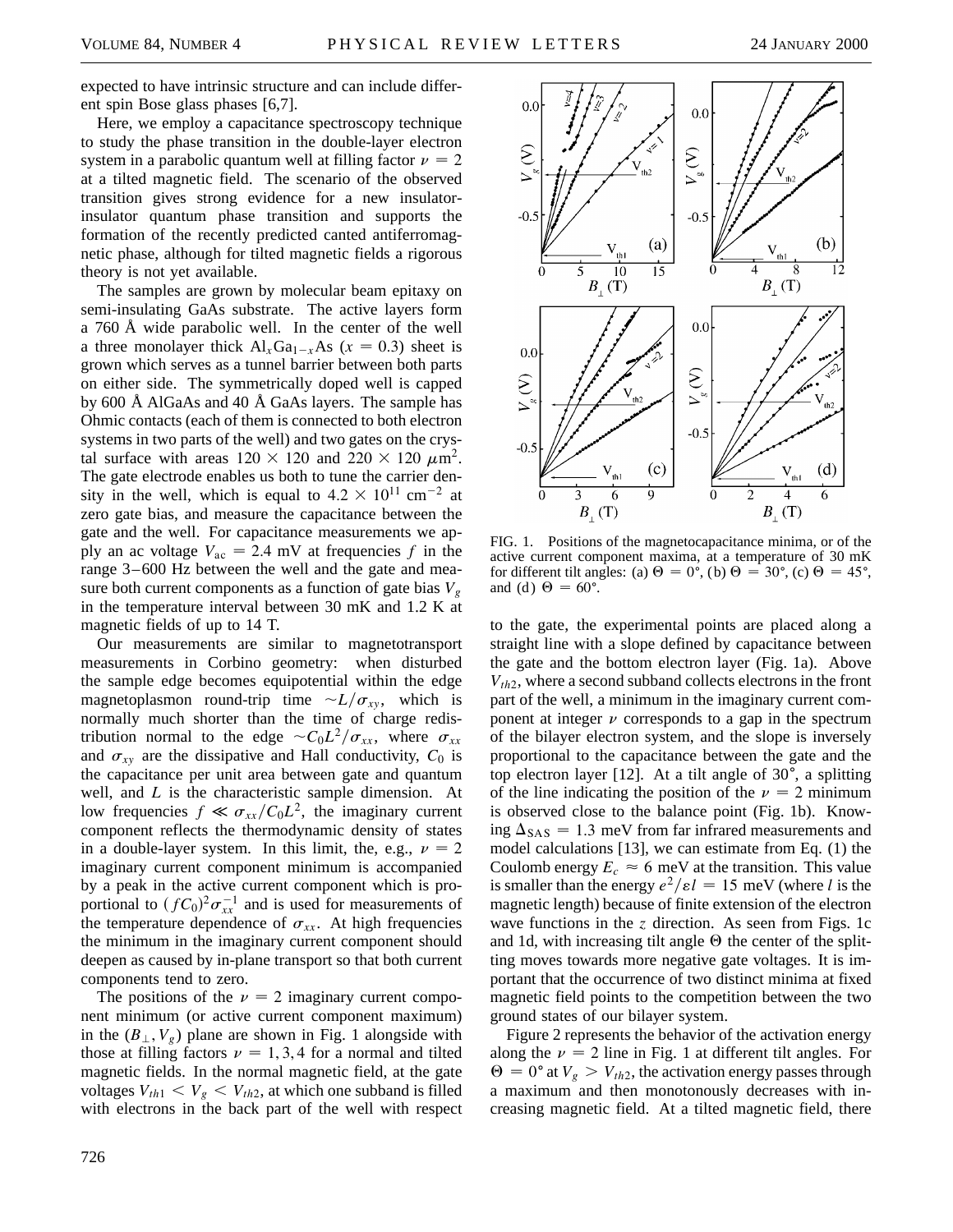expected to have intrinsic structure and can include different spin Bose glass phases [6,7].

Here, we employ a capacitance spectroscopy technique to study the phase transition in the double-layer electron system in a parabolic quantum well at filling factor $\nu = 2$ at a tilted magnetic field. The scenario of the observed transition gives strong evidence for a new insulator-insulator quantum phase transition and supports the formation of the recently predicted canted antiferromagnetic phase, although for tilted magnetic fields a rigorous theory is not yet available.

The samples are grown by molecular beam epitaxy on semi-insulating GaAs substrate. The active layers form a 760 Å wide parabolic well. In the center of the well a three monolayer thick $Al_xGa_{1-x}As$ ($x = 0.3$) sheet is grown which serves as a tunnel barrier between both parts on either side. The symmetrically doped well is capped by 600 Å AlGaAs and 40 Å GaAs layers. The sample has Ohmic contacts (each of them is connected to both electron systems in two parts of the well) and two gates on the crystal surface with areas $120 \times 120$ and $220 \times 120$ $\mu$m$^2$. The gate electrode enables us both to tune the carrier density in the well, which is equal to $4.2 \times 10^{11}$ cm$^{-2}$ at zero gate bias, and measure the capacitance between the gate and the well. For capacitance measurements we apply an ac voltage $V_{ac} = 2.4$ mV at frequencies $f$ in the range 3–600 Hz between the well and the gate and measure both current components as a function of gate bias $V_g$ in the temperature interval between 30 mK and 1.2 K at magnetic fields of up to 14 T.

Our measurements are similar to magnetotransport measurements in Corbino geometry: when disturbed the sample edge becomes equipotential within the edge magnetoplasmon round-trip time $\sim L/\sigma_{xy}$, which is normally much shorter than the time of charge redistribution normal to the edge $\sim C_0 L^2/\sigma_{xx}$, where $\sigma_{xx}$ and $\sigma_{xy}$ are the dissipative and Hall conductivity, $C_0$ is the capacitance per unit area between gate and quantum well, and $L$ is the characteristic sample dimension. At low frequencies $f \ll \sigma_{xx}/C_0 L^2$, the imaginary current component reflects the thermodynamic density of states in a double-layer system. In this limit, the, e.g., $\nu = 2$ imaginary current component minimum is accompanied by a peak in the active current component which is proportional to $(fC_0)^2 \sigma_{xx}^{-1}$ and is used for measurements of the temperature dependence of $\sigma_{xx}$. At high frequencies the minimum in the imaginary current component should deepen as caused by in-plane transport so that both current components tend to zero.

The positions of the $\nu = 2$ imaginary current component minimum (or active current component maximum) in the $(B_\perp, V_g)$ plane are shown in Fig. 1 alongside with those at filling factors $\nu = 1, 3, 4$ for a normal and tilted magnetic fields. In the normal magnetic field, at the gate voltages $V_{th1} < V_g < V_{th2}$, at which one subband is filled with electrons in the back part of the well with respect to the gate, the experimental points are placed along a straight line with a slope defined by capacitance between the gate and the bottom electron layer (Fig. 1a). Above $V_{th2}$, where a second subband collects electrons in the front part of the well, a minimum in the imaginary current component at integer $\nu$ corresponds to a gap in the spectrum of the bilayer electron system, and the slope is inversely proportional to the capacitance between the gate and the top electron layer [12]. At a tilt angle of 30°, a splitting of the line indicating the position of the $\nu = 2$ minimum is observed close to the balance point (Fig. 1b). Knowing $\Delta_{SAS} = 1.3$ meV from far infrared measurements and model calculations [13], we can estimate from Eq. (1) the Coulomb energy $E_c \approx 6$ meV at the transition. This value is smaller than the energy $e^2/\varepsilon l = 15$ meV (where $l$ is the magnetic length) because of finite extension of the electron wave functions in the $z$ direction. As seen from Figs. 1c and 1d, with increasing tilt angle $\Theta$ the center of the splitting moves towards more negative gate voltages. It is important that the occurrence of two distinct minima at fixed magnetic field points to the competition between the two ground states of our bilayer system.

FIG. 1. Positions of the magnetocapacitance minima, or of the active current component maxima, at a temperature of 30 mK for different tilt angles: (a) $\Theta = 0°$, (b) $\Theta = 30°$, (c) $\Theta = 45°$, and (d) $\Theta = 60°$.

Figure 2 represents the behavior of the activation energy along the $\nu = 2$ line in Fig. 1 at different tilt angles. For $\Theta = 0°$ at $V_g > V_{th2}$, the activation energy passes through a maximum and then monotonously decreases with increasing magnetic field. At a tilted magnetic field, there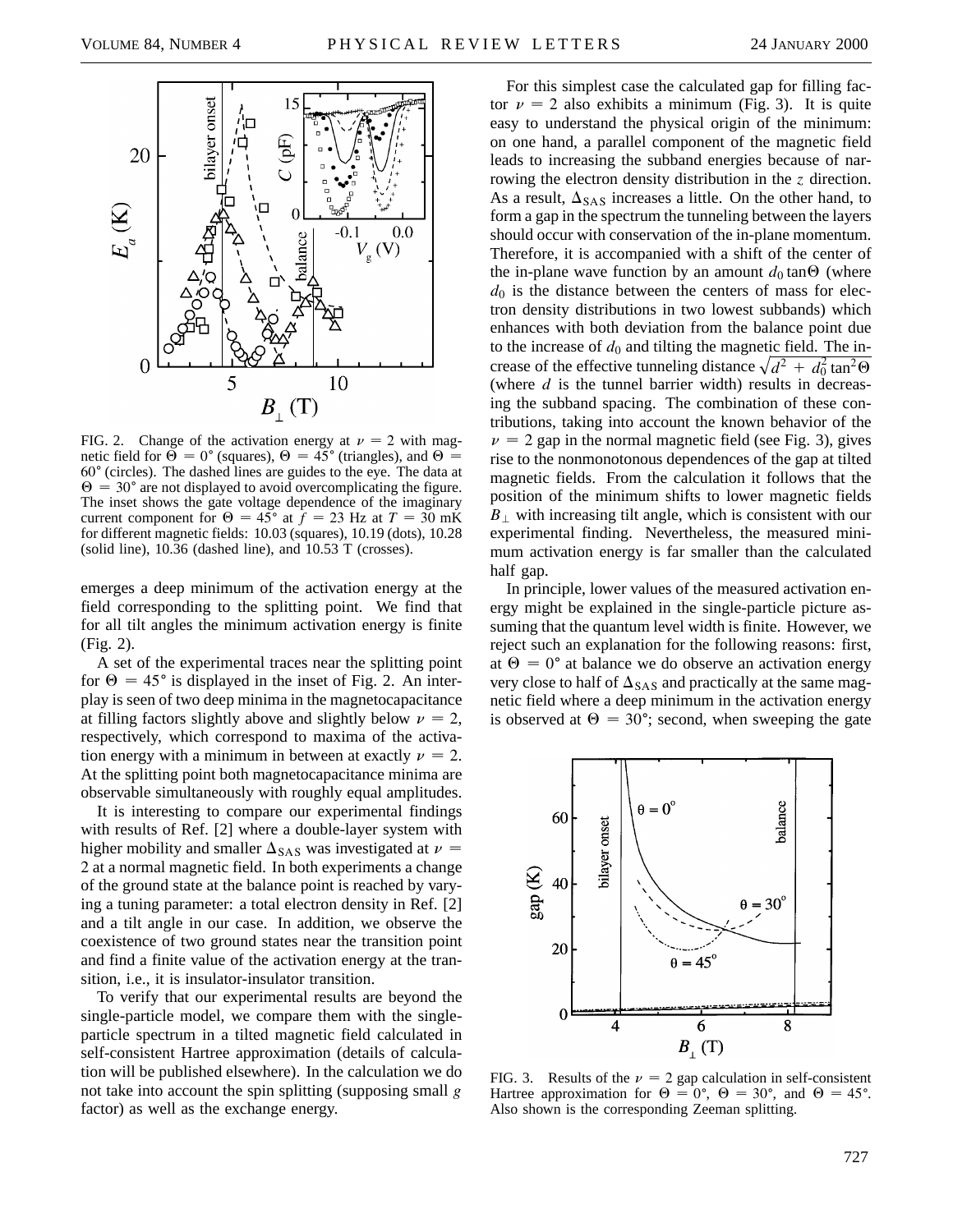FIG. 2. Change of the activation energy at $\nu = 2$ with magnetic field for $\Theta = 0°$ (squares), $\Theta = 45°$ (triangles), and $\Theta = 60°$ (circles). The dashed lines are guides to the eye. The data at $\Theta = 30°$ are not displayed to avoid overcomplicating the figure. The inset shows the gate voltage dependence of the imaginary current component for $\Theta = 45°$ at $f = 23$ Hz at $T = 30$ mK for different magnetic fields: 10.03 (squares), 10.19 (dots), 10.28 (solid line), 10.36 (dashed line), and 10.53 T (crosses).

emerges a deep minimum of the activation energy at the field corresponding to the splitting point. We find that for all tilt angles the minimum activation energy is finite (Fig. 2).

A set of the experimental traces near the splitting point for $\Theta = 45°$ is displayed in the inset of Fig. 2. An interplay is seen of two deep minima in the magnetocapacitance at filling factors slightly above and slightly below $\nu = 2$, respectively, which correspond to maxima of the activation energy with a minimum in between at exactly $\nu = 2$. At the splitting point both magnetocapacitance minima are observable simultaneously with roughly equal amplitudes.

It is interesting to compare our experimental findings with results of Ref. [2] where a double-layer system with higher mobility and smaller $\Delta_{SAS}$ was investigated at $\nu = 2$ at a normal magnetic field. In both experiments a change of the ground state at the balance point is reached by varying a tuning parameter: a total electron density in Ref. [2] and a tilt angle in our case. In addition, we observe the coexistence of two ground states near the transition point and find a finite value of the activation energy at the transition, i.e., it is insulator-insulator transition.

To verify that our experimental results are beyond the single-particle model, we compare them with the single-particle spectrum in a tilted magnetic field calculated in self-consistent Hartree approximation (details of calculation will be published elsewhere). In the calculation we do not take into account the spin splitting (supposing small $g$ factor) as well as the exchange energy.

For this simplest case the calculated gap for filling factor $\nu = 2$ also exhibits a minimum (Fig. 3). It is quite easy to understand the physical origin of the minimum: on one hand, a parallel component of the magnetic field leads to increasing the subband energies because of narrowing the electron density distribution in the $z$ direction. As a result, $\Delta_{SAS}$ increases a little. On the other hand, to form a gap in the spectrum the tunneling between the layers should occur with conservation of the in-plane momentum. Therefore, it is accompanied with a shift of the center of the in-plane wave function by an amount $d_0 \tan\Theta$ (where $d_0$ is the distance between the centers of mass for electron density distributions in two lowest subbands) which enhances with both deviation from the balance point due to the increase of $d_0$ and tilting the magnetic field. The increase of the effective tunneling distance $\sqrt{d^2 + d_0^2 \tan^2\Theta}$ (where $d$ is the tunnel barrier width) results in decreasing the subband spacing. The combination of these contributions, taking into account the known behavior of the $\nu = 2$ gap in the normal magnetic field (see Fig. 3), gives rise to the nonmonotonous dependences of the gap at tilted magnetic fields. From the calculation it follows that the position of the minimum shifts to lower magnetic fields $B_\perp$ with increasing tilt angle, which is consistent with our experimental finding. Nevertheless, the measured minimum activation energy is far smaller than the calculated half gap.

In principle, lower values of the measured activation energy might be explained in the single-particle picture assuming that the quantum level width is finite. However, we reject such an explanation for the following reasons: first, at $\Theta = 0°$ at balance we do observe an activation energy very close to half of $\Delta_{SAS}$ and practically at the same magnetic field where a deep minimum in the activation energy is observed at $\Theta = 30°$; second, when sweeping the gate

FIG. 3. Results of the $\nu = 2$ gap calculation in self-consistent Hartree approximation for $\Theta = 0°$, $\Theta = 30°$, and $\Theta = 45°$. Also shown is the corresponding Zeeman splitting.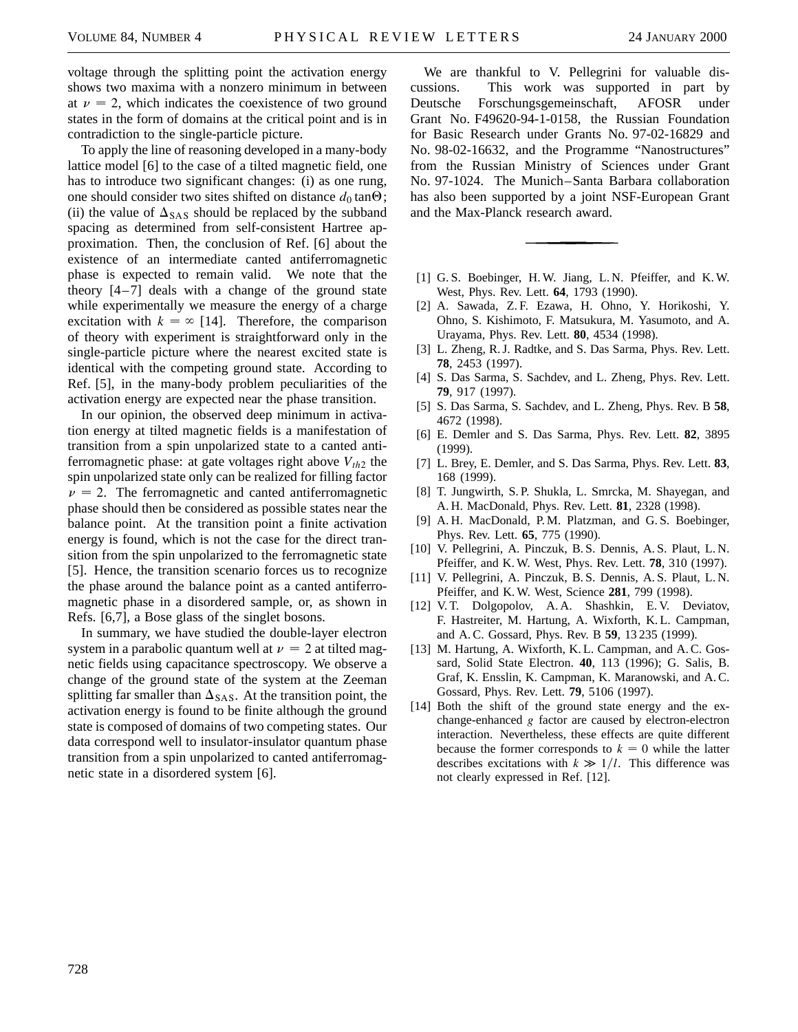voltage through the splitting point the activation energy shows two maxima with a nonzero minimum in between at $\nu = 2$, which indicates the coexistence of two ground states in the form of domains at the critical point and is in contradiction to the single-particle picture.

To apply the line of reasoning developed in a many-body lattice model [6] to the case of a tilted magnetic field, one has to introduce two significant changes: (i) as one rung, one should consider two sites shifted on distance $d_0 \tan\Theta$; (ii) the value of $\Delta_{SAS}$ should be replaced by the subband spacing as determined from self-consistent Hartree approximation. Then, the conclusion of Ref. [6] about the existence of an intermediate canted antiferromagnetic phase is expected to remain valid. We note that the theory [4–7] deals with a change of the ground state while experimentally we measure the energy of a charge excitation with $k = \infty$ [14]. Therefore, the comparison of theory with experiment is straightforward only in the single-particle picture where the nearest excited state is identical with the competing ground state. According to Ref. [5], in the many-body problem peculiarities of the activation energy are expected near the phase transition.

In our opinion, the observed deep minimum in activation energy at tilted magnetic fields is a manifestation of transition from a spin unpolarized state to a canted antiferromagnetic phase: at gate voltages right above $V_{th2}$ the spin unpolarized state only can be realized for filling factor $\nu = 2$. The ferromagnetic and canted antiferromagnetic phase should then be considered as possible states near the balance point. At the transition point a finite activation energy is found, which is not the case for the direct transition from the spin unpolarized to the ferromagnetic state [5]. Hence, the transition scenario forces us to recognize the phase around the balance point as a canted antiferromagnetic phase in a disordered sample, or, as shown in Refs. [6,7], a Bose glass of the singlet bosons.

In summary, we have studied the double-layer electron system in a parabolic quantum well at $\nu = 2$ at tilted magnetic fields using capacitance spectroscopy. We observe a change of the ground state of the system at the Zeeman splitting far smaller than $\Delta_{SAS}$. At the transition point, the activation energy is found to be finite although the ground state is composed of domains of two competing states. Our data correspond well to insulator-insulator quantum phase transition from a spin unpolarized to canted antiferromagnetic state in a disordered system [6].

We are thankful to V. Pellegrini for valuable discussions. This work was supported in part by Deutsche Forschungsgemeinschaft, AFOSR under Grant No. F49620-94-1-0158, the Russian Foundation for Basic Research under Grants No. 97-02-16829 and No. 98-02-16632, and the Programme "Nanostructures" from the Russian Ministry of Sciences under Grant No. 97-1024. The Munich–Santa Barbara collaboration has also been supported by a joint NSF-European Grant and the Max-Planck research award.

---

[1] G. S. Boebinger, H. W. Jiang, L. N. Pfeiffer, and K. W. West, Phys. Rev. Lett. **64**, 1793 (1990).

[2] A. Sawada, Z. F. Ezawa, H. Ohno, Y. Horikoshi, Y. Ohno, S. Kishimoto, F. Matsukura, M. Yasumoto, and A. Urayama, Phys. Rev. Lett. **80**, 4534 (1998).

[3] L. Zheng, R. J. Radtke, and S. Das Sarma, Phys. Rev. Lett. **78**, 2453 (1997).

[4] S. Das Sarma, S. Sachdev, and L. Zheng, Phys. Rev. Lett. **79**, 917 (1997).

[5] S. Das Sarma, S. Sachdev, and L. Zheng, Phys. Rev. B **58**, 4672 (1998).

[6] E. Demler and S. Das Sarma, Phys. Rev. Lett. **82**, 3895 (1999).

[7] L. Brey, E. Demler, and S. Das Sarma, Phys. Rev. Lett. **83**, 168 (1999).

[8] T. Jungwirth, S. P. Shukla, L. Smrcka, M. Shayegan, and A. H. MacDonald, Phys. Rev. Lett. **81**, 2328 (1998).

[9] A. H. MacDonald, P. M. Platzman, and G. S. Boebinger, Phys. Rev. Lett. **65**, 775 (1990).

[10] V. Pellegrini, A. Pinczuk, B. S. Dennis, A. S. Plaut, L. N. Pfeiffer, and K. W. West, Phys. Rev. Lett. **78**, 310 (1997).

[11] V. Pellegrini, A. Pinczuk, B. S. Dennis, A. S. Plaut, L. N. Pfeiffer, and K. W. West, Science **281**, 799 (1998).

[12] V. T. Dolgopolov, A. A. Shashkin, E. V. Deviatov, F. Hastreiter, M. Hartung, A. Wixforth, K. L. Campman, and A. C. Gossard, Phys. Rev. B **59**, 13 235 (1999).

[13] M. Hartung, A. Wixforth, K. L. Campman, and A. C. Gossard, Solid State Electron. **40**, 113 (1996); G. Salis, B. Graf, K. Ensslin, K. Campman, K. Maranowski, and A. C. Gossard, Phys. Rev. Lett. **79**, 5106 (1997).

[14] Both the shift of the ground state energy and the exchange-enhanced $g$ factor are caused by electron-electron interaction. Nevertheless, these effects are quite different because the former corresponds to $k = 0$ while the latter describes excitations with $k \gg 1/l$. This difference was not clearly expressed in Ref. [12].